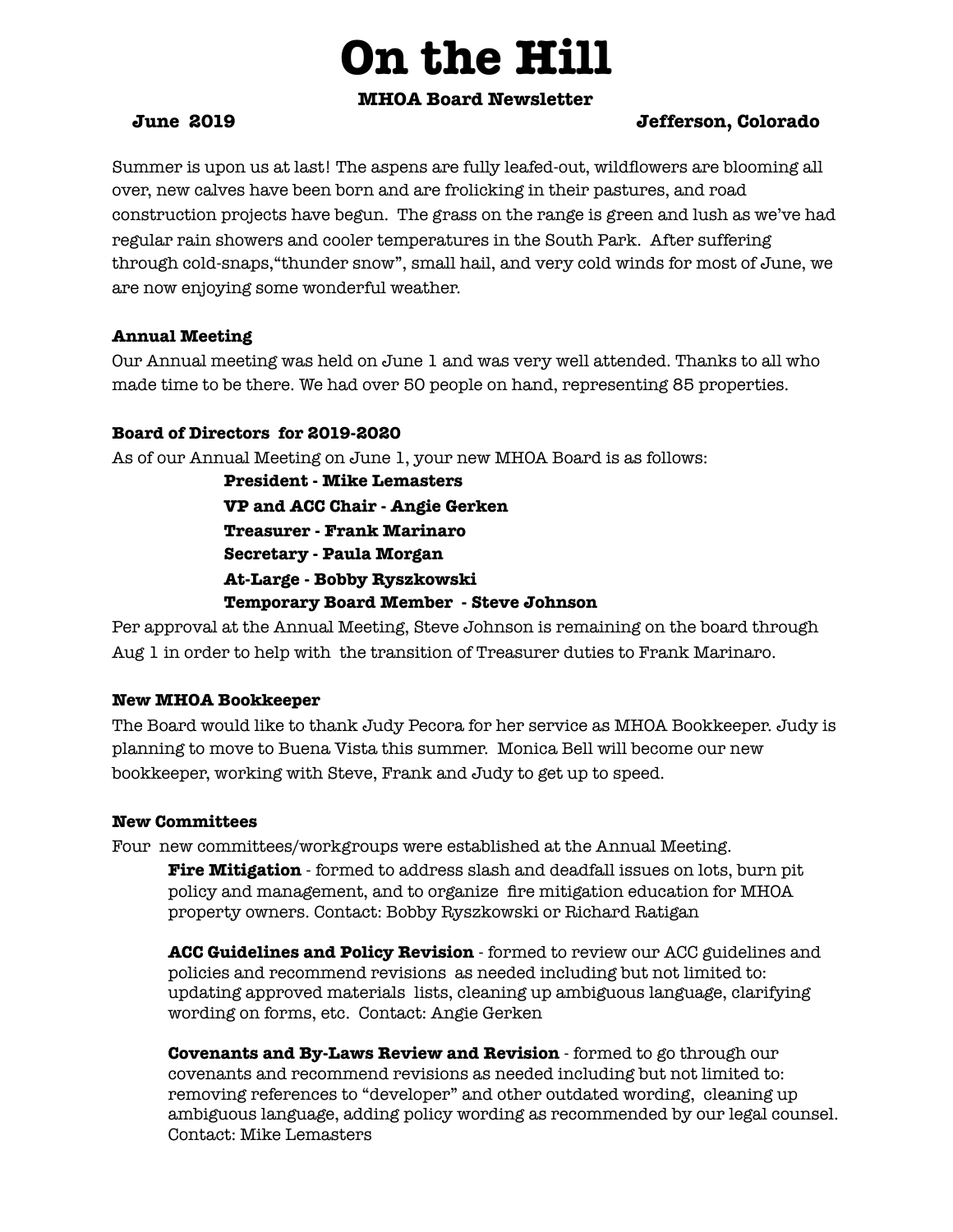# On the Hill

**MHOA Board Newsletter**

**June 2019** **Jefferson, Colorado**

Summer is upon us at last! The aspens are fully leafed-out, wildflowers are blooming all over, new calves have been born and are frolicking in their pastures, and road construction projects have begun. The grass on the range is green and lush as we've had regular rain showers and cooler temperatures in the South Park. After suffering through cold-snaps,"thunder snow", small hail, and very cold winds for most of June, we are now enjoying some wonderful weather.

### Annual Meeting

Our Annual meeting was held on June 1 and was very well attended. Thanks to all who made time to be there. We had over 50 people on hand, representing 85 properties.

### Board of Directors for 2019-2020

As of our Annual Meeting on June 1, your new MHOA Board is as follows:

**President - Mike Lemasters**
**VP and ACC Chair - Angie Gerken**
**Treasurer - Frank Marinaro**
**Secretary - Paula Morgan**
**At-Large - Bobby Ryszkowski**
**Temporary Board Member - Steve Johnson**

Per approval at the Annual Meeting, Steve Johnson is remaining on the board through Aug 1 in order to help with the transition of Treasurer duties to Frank Marinaro.

### New MHOA Bookkeeper

The Board would like to thank Judy Pecora for her service as MHOA Bookkeeper. Judy is planning to move to Buena Vista this summer. Monica Bell will become our new bookkeeper, working with Steve, Frank and Judy to get up to speed.

### New Committees

Four new committees/workgroups were established at the Annual Meeting.

**Fire Mitigation** - formed to address slash and deadfall issues on lots, burn pit policy and management, and to organize fire mitigation education for MHOA property owners. Contact: Bobby Ryszkowski or Richard Ratigan

**ACC Guidelines and Policy Revision** - formed to review our ACC guidelines and policies and recommend revisions as needed including but not limited to: updating approved materials lists, cleaning up ambiguous language, clarifying wording on forms, etc. Contact: Angie Gerken

**Covenants and By-Laws Review and Revision** - formed to go through our covenants and recommend revisions as needed including but not limited to: removing references to "developer" and other outdated wording, cleaning up ambiguous language, adding policy wording as recommended by our legal counsel. Contact: Mike Lemasters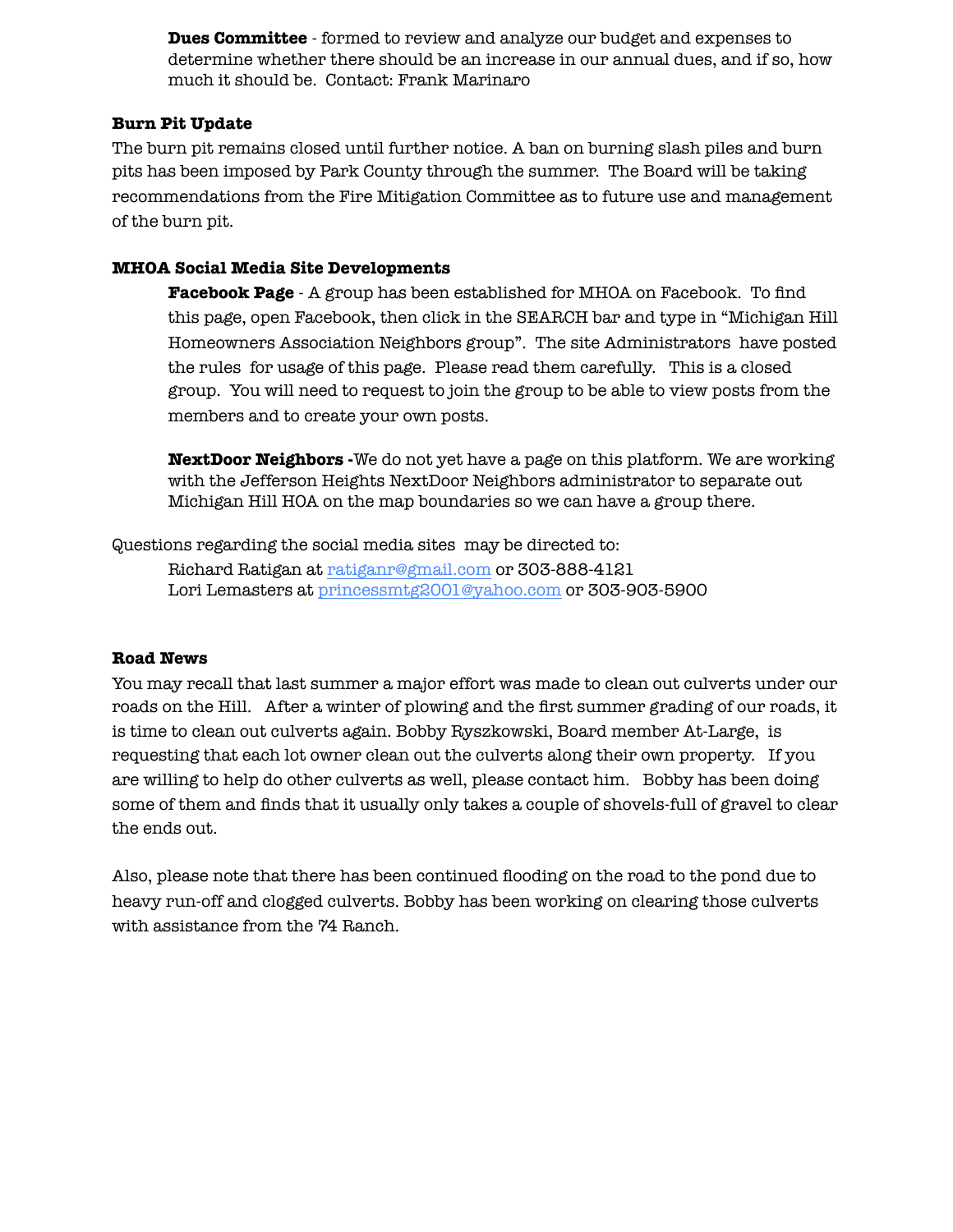**Dues Committee** - formed to review and analyze our budget and expenses to determine whether there should be an increase in our annual dues, and if so, how much it should be. Contact: Frank Marinaro

**Burn Pit Update**

The burn pit remains closed until further notice. A ban on burning slash piles and burn pits has been imposed by Park County through the summer. The Board will be taking recommendations from the Fire Mitigation Committee as to future use and management of the burn pit.

**MHOA Social Media Site Developments**

**Facebook Page** - A group has been established for MHOA on Facebook. To find this page, open Facebook, then click in the SEARCH bar and type in "Michigan Hill Homeowners Association Neighbors group". The site Administrators have posted the rules for usage of this page. Please read them carefully. This is a closed group. You will need to request to join the group to be able to view posts from the members and to create your own posts.

**NextDoor Neighbors -** We do not yet have a page on this platform. We are working with the Jefferson Heights NextDoor Neighbors administrator to separate out Michigan Hill HOA on the map boundaries so we can have a group there.

Questions regarding the social media sites may be directed to:

Richard Ratigan at ratiganr@gmail.com or 303-888-4121
Lori Lemasters at princessmtg2001@yahoo.com or 303-903-5900

**Road News**

You may recall that last summer a major effort was made to clean out culverts under our roads on the Hill. After a winter of plowing and the first summer grading of our roads, it is time to clean out culverts again. Bobby Ryszkowski, Board member At-Large, is requesting that each lot owner clean out the culverts along their own property. If you are willing to help do other culverts as well, please contact him. Bobby has been doing some of them and finds that it usually only takes a couple of shovels-full of gravel to clear the ends out.

Also, please note that there has been continued flooding on the road to the pond due to heavy run-off and clogged culverts. Bobby has been working on clearing those culverts with assistance from the 74 Ranch.